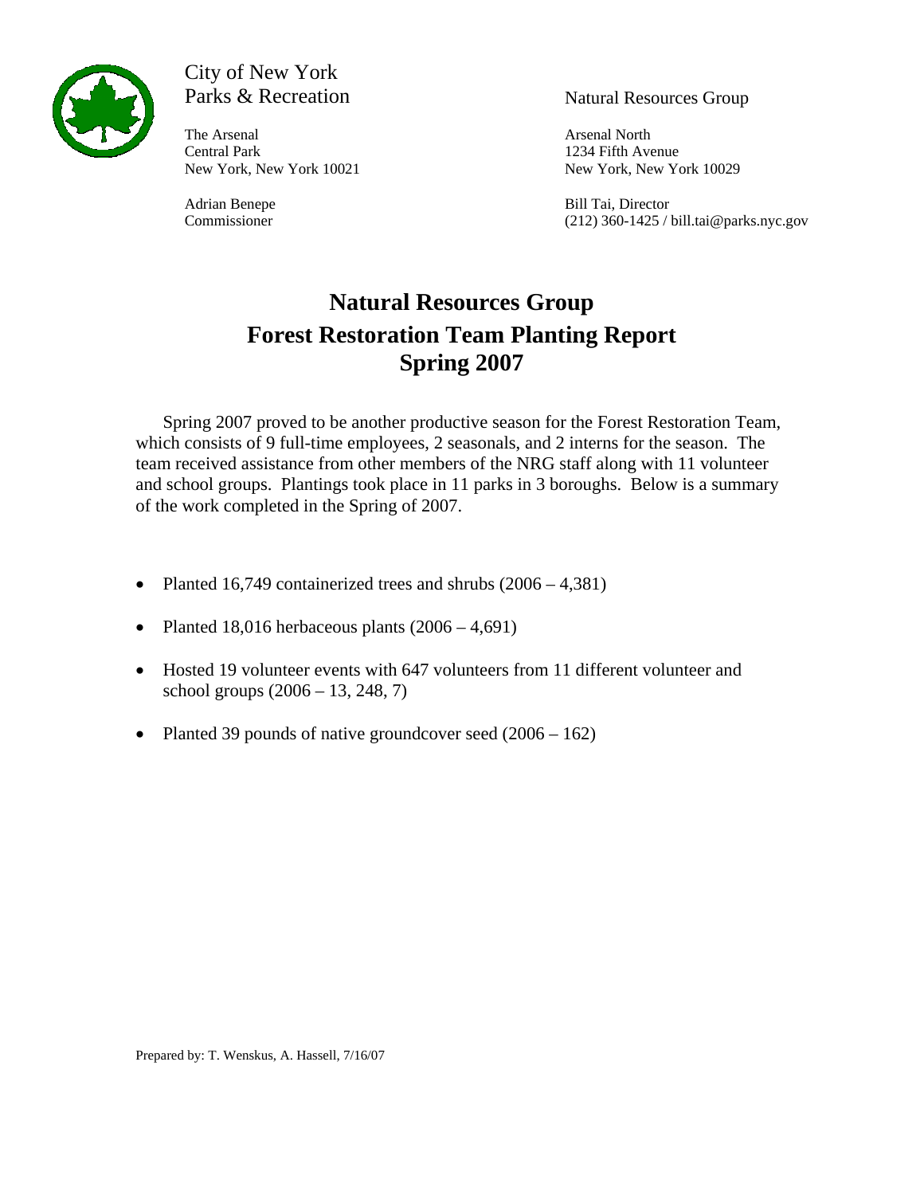City of New York
Parks & Recreation

The Arsenal
Central Park
New York, New York 10021

Adrian Benepe
Commissioner

Natural Resources Group

Arsenal North
1234 Fifth Avenue
New York, New York 10029

Bill Tai, Director
(212) 360-1425 / bill.tai@parks.nyc.gov

# Natural Resources Group
# Forest Restoration Team Planting Report
# Spring 2007

Spring 2007 proved to be another productive season for the Forest Restoration Team, which consists of 9 full-time employees, 2 seasonals, and 2 interns for the season. The team received assistance from other members of the NRG staff along with 11 volunteer and school groups. Plantings took place in 11 parks in 3 boroughs. Below is a summary of the work completed in the Spring of 2007.

- Planted 16,749 containerized trees and shrubs (2006 – 4,381)
- Planted 18,016 herbaceous plants (2006 – 4,691)
- Hosted 19 volunteer events with 647 volunteers from 11 different volunteer and school groups (2006 – 13, 248, 7)
- Planted 39 pounds of native groundcover seed (2006 – 162)

Prepared by: T. Wenskus, A. Hassell, 7/16/07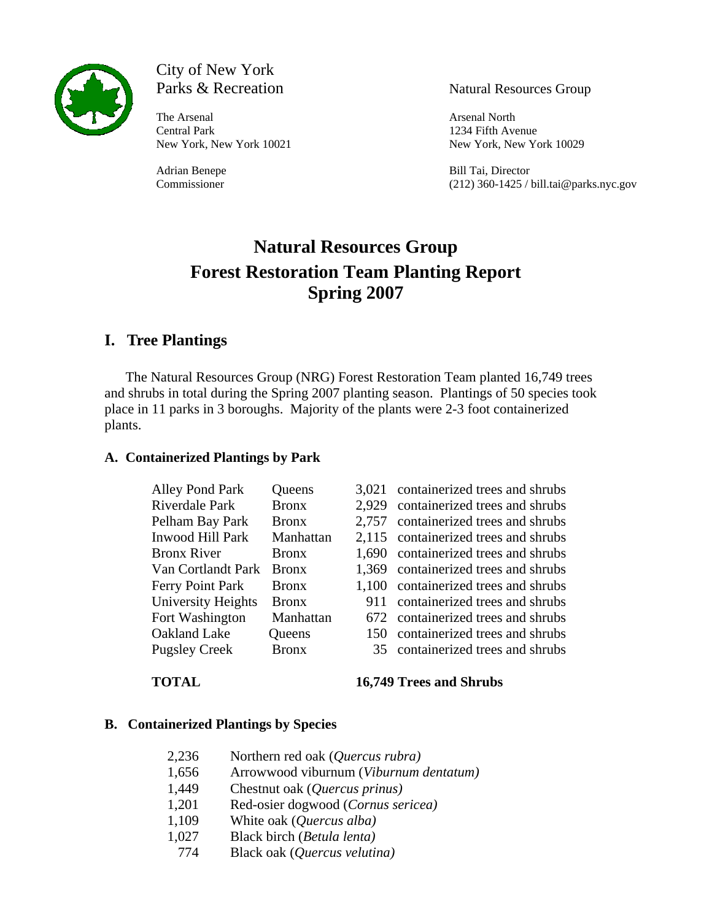City of New York
Parks & Recreation

The Arsenal
Central Park
New York, New York 10021

Adrian Benepe
Commissioner

Natural Resources Group

Arsenal North
1234 Fifth Avenue
New York, New York 10029

Bill Tai, Director
(212) 360-1425 / bill.tai@parks.nyc.gov

# Natural Resources Group
# Forest Restoration Team Planting Report
# Spring 2007

## I. Tree Plantings

The Natural Resources Group (NRG) Forest Restoration Team planted 16,749 trees and shrubs in total during the Spring 2007 planting season. Plantings of 50 species took place in 11 parks in 3 boroughs. Majority of the plants were 2-3 foot containerized plants.

### A. Containerized Plantings by Park

| | | | |
|---|---|---|---|
| Alley Pond Park | Queens | 3,021 | containerized trees and shrubs |
| Riverdale Park | Bronx | 2,929 | containerized trees and shrubs |
| Pelham Bay Park | Bronx | 2,757 | containerized trees and shrubs |
| Inwood Hill Park | Manhattan | 2,115 | containerized trees and shrubs |
| Bronx River | Bronx | 1,690 | containerized trees and shrubs |
| Van Cortlandt Park | Bronx | 1,369 | containerized trees and shrubs |
| Ferry Point Park | Bronx | 1,100 | containerized trees and shrubs |
| University Heights | Bronx | 911 | containerized trees and shrubs |
| Fort Washington | Manhattan | 672 | containerized trees and shrubs |
| Oakland Lake | Queens | 150 | containerized trees and shrubs |
| Pugsley Creek | Bronx | 35 | containerized trees and shrubs |
| **TOTAL** | | **16,749** | **Trees and Shrubs** |

### B. Containerized Plantings by Species

| | |
|---|---|
| 2,236 | Northern red oak (*Quercus rubra*) |
| 1,656 | Arrowwood viburnum (*Viburnum dentatum*) |
| 1,449 | Chestnut oak (*Quercus prinus*) |
| 1,201 | Red-osier dogwood (*Cornus sericea*) |
| 1,109 | White oak (*Quercus alba*) |
| 1,027 | Black birch (*Betula lenta*) |
| 774 | Black oak (*Quercus velutina*) |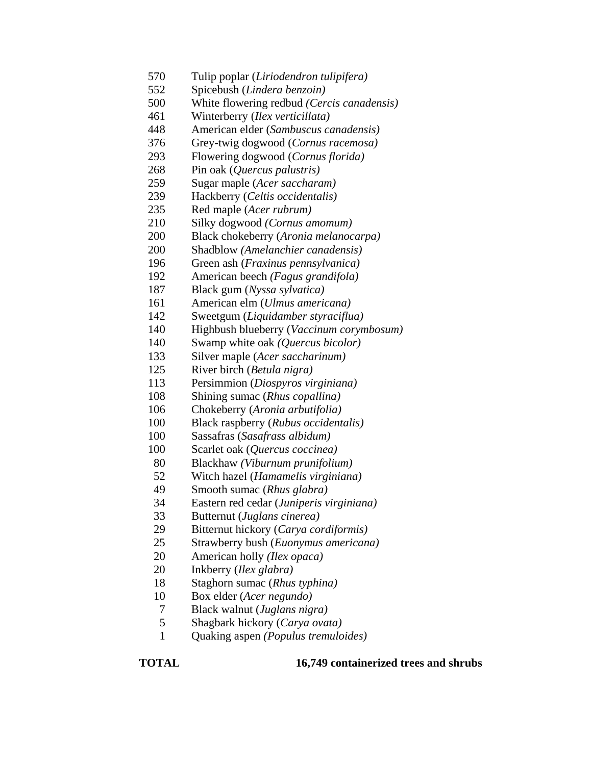| | |
|---|---|
| 570 | Tulip poplar (*Liriodendron tulipifera)* |
| 552 | Spicebush (*Lindera benzoin)* |
| 500 | White flowering redbud *(Cercis canadensis)* |
| 461 | Winterberry (*Ilex verticillata)* |
| 448 | American elder (*Sambuscus canadensis)* |
| 376 | Grey-twig dogwood (*Cornus racemosa)* |
| 293 | Flowering dogwood (*Cornus florida)* |
| 268 | Pin oak (*Quercus palustris)* |
| 259 | Sugar maple (*Acer saccharam)* |
| 239 | Hackberry (*Celtis occidentalis)* |
| 235 | Red maple (*Acer rubrum)* |
| 210 | Silky dogwood *(Cornus amomum)* |
| 200 | Black chokeberry (*Aronia melanocarpa)* |
| 200 | Shadblow *(Amelanchier canadensis)* |
| 196 | Green ash (*Fraxinus pennsylvanica)* |
| 192 | American beech *(Fagus grandifola)* |
| 187 | Black gum (*Nyssa sylvatica)* |
| 161 | American elm (*Ulmus americana)* |
| 142 | Sweetgum (*Liquidamber styraciflua)* |
| 140 | Highbush blueberry (*Vaccinum corymbosum)* |
| 140 | Swamp white oak *(Quercus bicolor)* |
| 133 | Silver maple (*Acer saccharinum)* |
| 125 | River birch (*Betula nigra)* |
| 113 | Persimmion (*Diospyros virginiana)* |
| 108 | Shining sumac (*Rhus copallina)* |
| 106 | Chokeberry (*Aronia arbutifolia)* |
| 100 | Black raspberry (*Rubus occidentalis)* |
| 100 | Sassafras (*Sasafrass albidum)* |
| 100 | Scarlet oak (*Quercus coccinea)* |
| 80 | Blackhaw *(Viburnum prunifolium)* |
| 52 | Witch hazel (*Hamamelis virginiana)* |
| 49 | Smooth sumac (*Rhus glabra)* |
| 34 | Eastern red cedar (*Juniperis virginiana)* |
| 33 | Butternut (*Juglans cinerea)* |
| 29 | Bitternut hickory (*Carya cordiformis)* |
| 25 | Strawberry bush (*Euonymus americana)* |
| 20 | American holly *(Ilex opaca)* |
| 20 | Inkberry (*Ilex glabra)* |
| 18 | Staghorn sumac (*Rhus typhina)* |
| 10 | Box elder (*Acer negundo)* |
| 7 | Black walnut (*Juglans nigra)* |
| 5 | Shagbark hickory (*Carya ovata)* |
| 1 | Quaking aspen *(Populus tremuloides)* |

**TOTAL** **16,749 containerized trees and shrubs**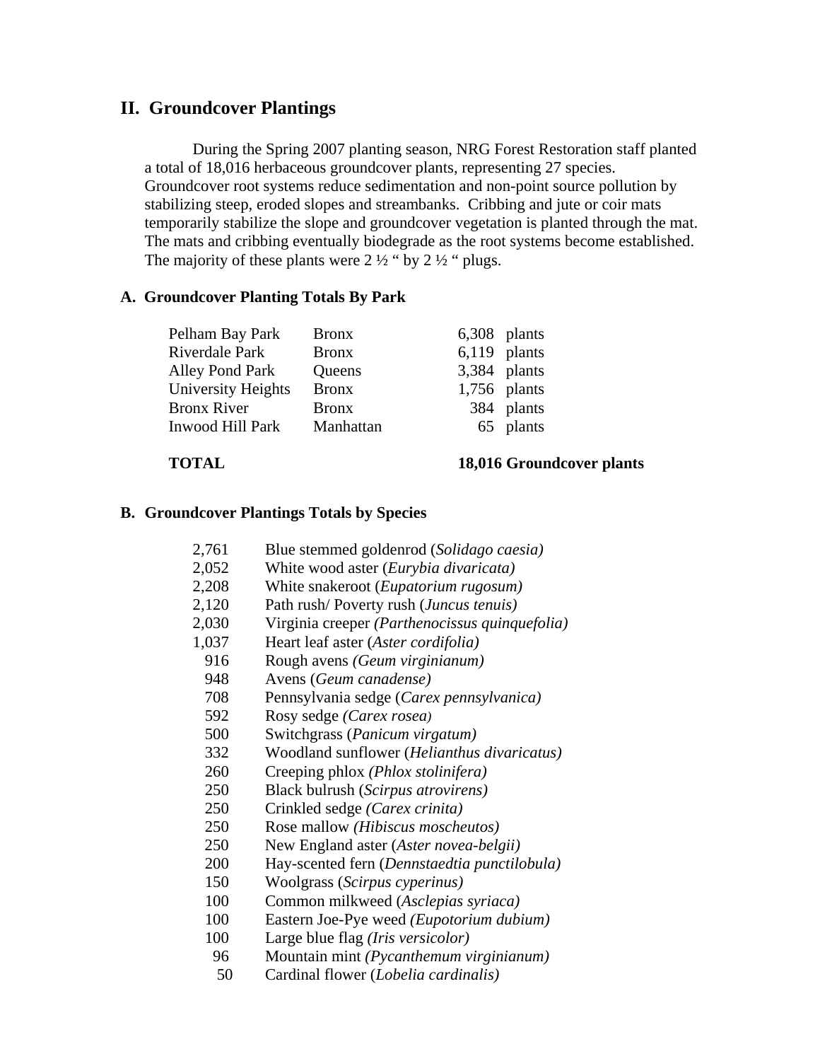## II. Groundcover Plantings

During the Spring 2007 planting season, NRG Forest Restoration staff planted a total of 18,016 herbaceous groundcover plants, representing 27 species. Groundcover root systems reduce sedimentation and non-point source pollution by stabilizing steep, eroded slopes and streambanks. Cribbing and jute or coir mats temporarily stabilize the slope and groundcover vegetation is planted through the mat. The mats and cribbing eventually biodegrade as the root systems become established. The majority of these plants were 2 ½ " by 2 ½ " plugs.

### A. Groundcover Planting Totals By Park

| | | |
|---|---|---|
| Pelham Bay Park | Bronx | 6,308 plants |
| Riverdale Park | Bronx | 6,119 plants |
| Alley Pond Park | Queens | 3,384 plants |
| University Heights | Bronx | 1,756 plants |
| Bronx River | Bronx | 384 plants |
| Inwood Hill Park | Manhattan | 65 plants |
| **TOTAL** | | **18,016 Groundcover plants** |

### B. Groundcover Plantings Totals by Species

| | |
|---|---|
| 2,761 | Blue stemmed goldenrod (*Solidago caesia)* |
| 2,052 | White wood aster (*Eurybia divaricata)* |
| 2,208 | White snakeroot (*Eupatorium rugosum)* |
| 2,120 | Path rush/ Poverty rush (*Juncus tenuis)* |
| 2,030 | Virginia creeper *(Parthenocissus quinquefolia)* |
| 1,037 | Heart leaf aster (*Aster cordifolia)* |
| 916 | Rough avens *(Geum virginianum)* |
| 948 | Avens (*Geum canadense)* |
| 708 | Pennsylvania sedge (*Carex pennsylvanica)* |
| 592 | Rosy sedge *(Carex rosea)* |
| 500 | Switchgrass (*Panicum virgatum)* |
| 332 | Woodland sunflower (*Helianthus divaricatus)* |
| 260 | Creeping phlox *(Phlox stolinifera)* |
| 250 | Black bulrush (*Scirpus atrovirens)* |
| 250 | Crinkled sedge *(Carex crinita)* |
| 250 | Rose mallow *(Hibiscus moscheutos)* |
| 250 | New England aster (*Aster novea-belgii)* |
| 200 | Hay-scented fern (*Dennstaedtia punctilobula)* |
| 150 | Woolgrass (*Scirpus cyperinus)* |
| 100 | Common milkweed (*Asclepias syriaca)* |
| 100 | Eastern Joe-Pye weed *(Eupotorium dubium)* |
| 100 | Large blue flag *(Iris versicolor)* |
| 96 | Mountain mint *(Pycanthemum virginianum)* |
| 50 | Cardinal flower (*Lobelia cardinalis)* |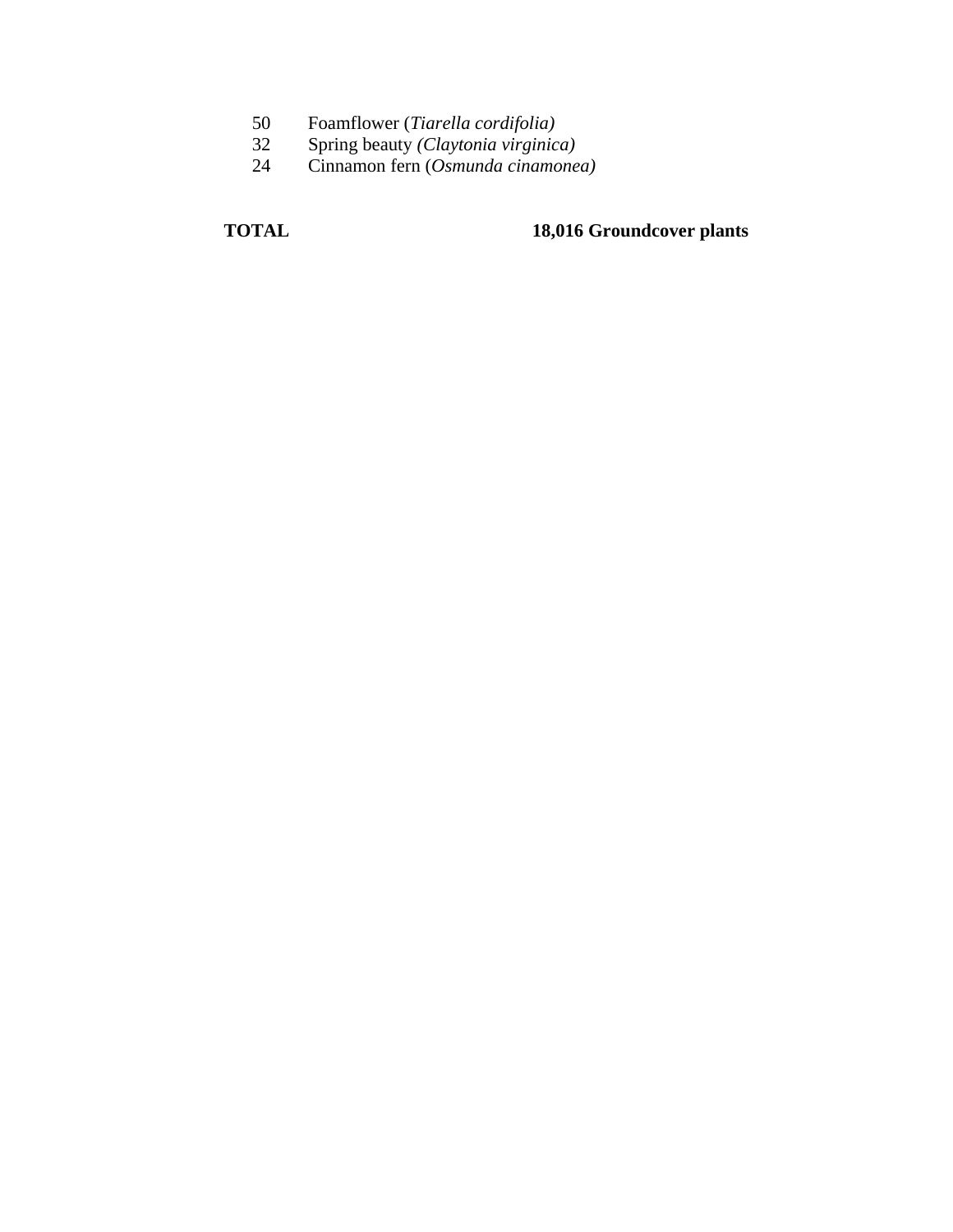50 Foamflower (*Tiarella cordifolia)*
32 Spring beauty *(Claytonia virginica)*
24 Cinnamon fern (*Osmunda cinamonea)*

**TOTAL 18,016 Groundcover plants**